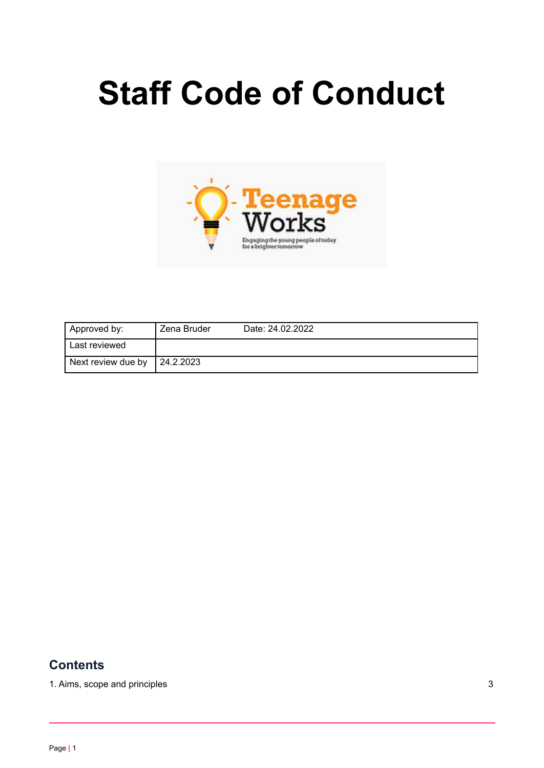# Staff Code of Conduct

| Approved by: | Zena Bruder | Date: 24.02.2022 |
|---|---|---|
| Last reviewed | | |
| Next review due by | 24.2.2023 | |

## Contents

1. Aims, scope and principles 3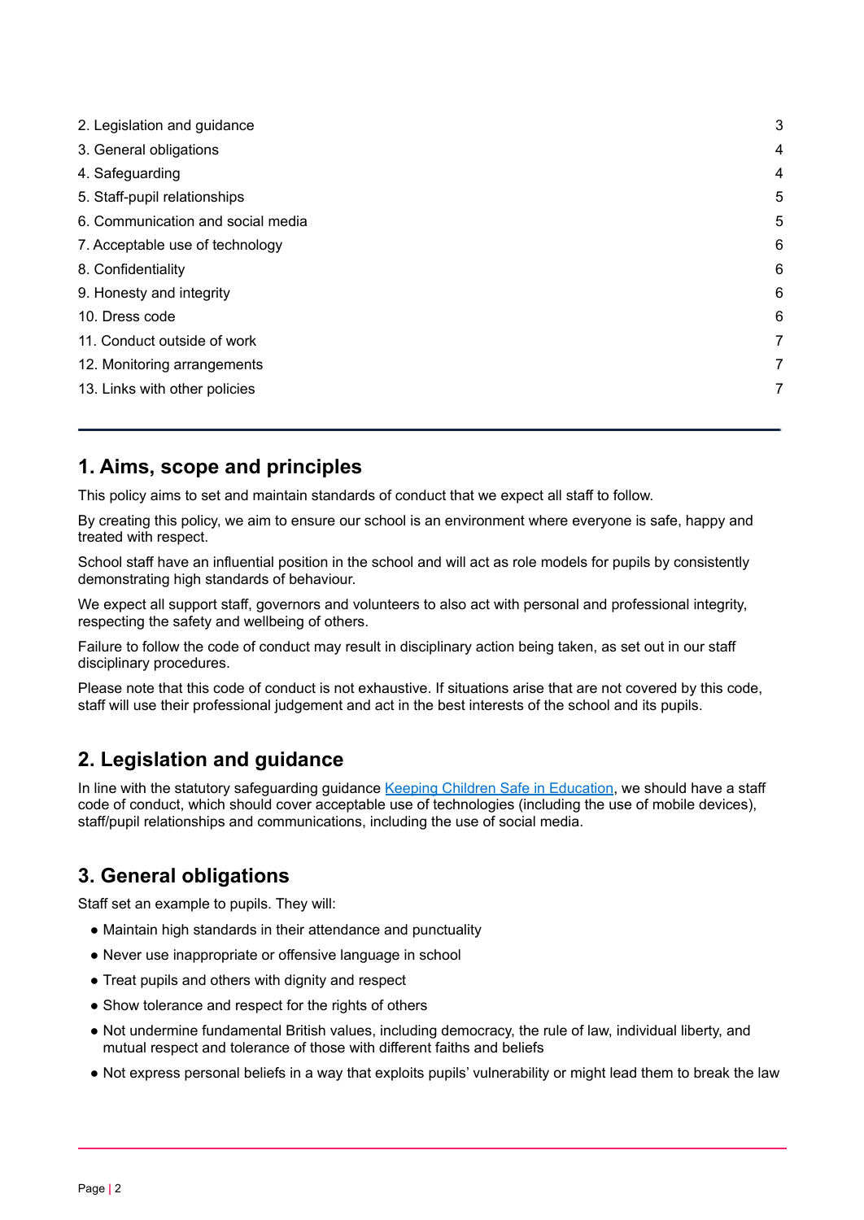2. Legislation and guidance 3
3. General obligations 4
4. Safeguarding 4
5. Staff-pupil relationships 5
6. Communication and social media 5
7. Acceptable use of technology 6
8. Confidentiality 6
9. Honesty and integrity 6
10. Dress code 6
11. Conduct outside of work 7
12. Monitoring arrangements 7
13. Links with other policies 7

---

## 1. Aims, scope and principles

This policy aims to set and maintain standards of conduct that we expect all staff to follow.

By creating this policy, we aim to ensure our school is an environment where everyone is safe, happy and treated with respect.

School staff have an influential position in the school and will act as role models for pupils by consistently demonstrating high standards of behaviour.

We expect all support staff, governors and volunteers to also act with personal and professional integrity, respecting the safety and wellbeing of others.

Failure to follow the code of conduct may result in disciplinary action being taken, as set out in our staff disciplinary procedures.

Please note that this code of conduct is not exhaustive. If situations arise that are not covered by this code, staff will use their professional judgement and act in the best interests of the school and its pupils.

## 2. Legislation and guidance

In line with the statutory safeguarding guidance [Keeping Children Safe in Education](), we should have a staff code of conduct, which should cover acceptable use of technologies (including the use of mobile devices), staff/pupil relationships and communications, including the use of social media.

## 3. General obligations

Staff set an example to pupils. They will:

- Maintain high standards in their attendance and punctuality
- Never use inappropriate or offensive language in school
- Treat pupils and others with dignity and respect
- Show tolerance and respect for the rights of others
- Not undermine fundamental British values, including democracy, the rule of law, individual liberty, and mutual respect and tolerance of those with different faiths and beliefs
- Not express personal beliefs in a way that exploits pupils' vulnerability or might lead them to break the law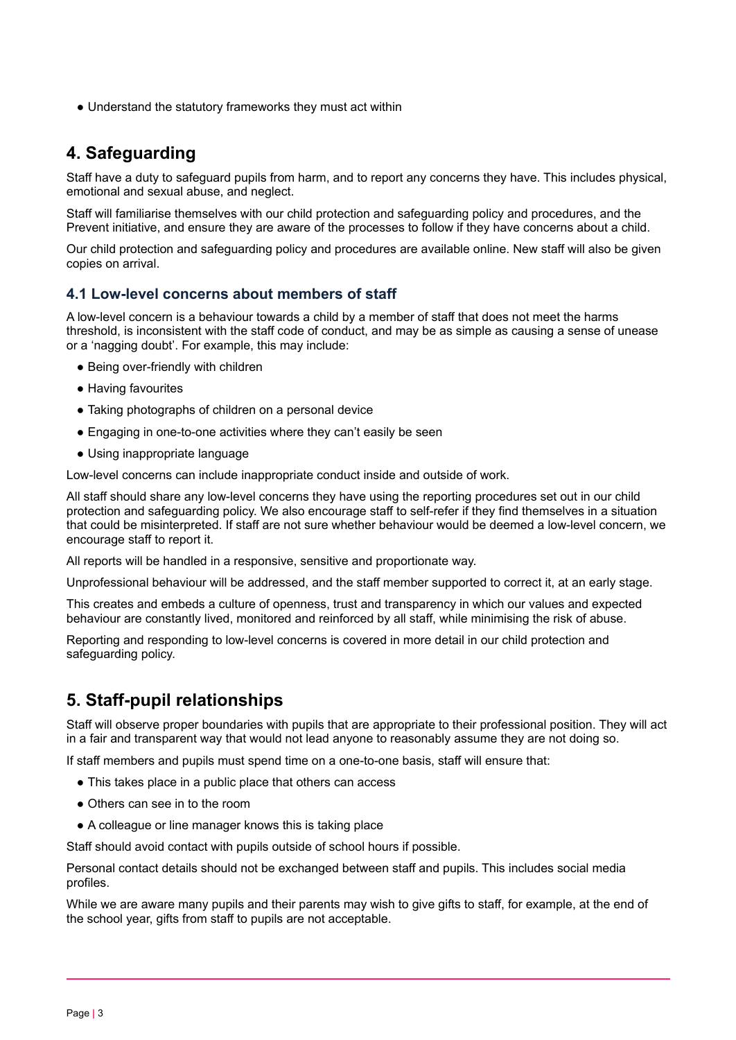- Understand the statutory frameworks they must act within

## 4. Safeguarding

Staff have a duty to safeguard pupils from harm, and to report any concerns they have. This includes physical, emotional and sexual abuse, and neglect.

Staff will familiarise themselves with our child protection and safeguarding policy and procedures, and the Prevent initiative, and ensure they are aware of the processes to follow if they have concerns about a child.

Our child protection and safeguarding policy and procedures are available online. New staff will also be given copies on arrival.

### 4.1 Low-level concerns about members of staff

A low-level concern is a behaviour towards a child by a member of staff that does not meet the harms threshold, is inconsistent with the staff code of conduct, and may be as simple as causing a sense of unease or a 'nagging doubt'. For example, this may include:

- Being over-friendly with children
- Having favourites
- Taking photographs of children on a personal device
- Engaging in one-to-one activities where they can't easily be seen
- Using inappropriate language

Low-level concerns can include inappropriate conduct inside and outside of work.

All staff should share any low-level concerns they have using the reporting procedures set out in our child protection and safeguarding policy. We also encourage staff to self-refer if they find themselves in a situation that could be misinterpreted. If staff are not sure whether behaviour would be deemed a low-level concern, we encourage staff to report it.

All reports will be handled in a responsive, sensitive and proportionate way.

Unprofessional behaviour will be addressed, and the staff member supported to correct it, at an early stage.

This creates and embeds a culture of openness, trust and transparency in which our values and expected behaviour are constantly lived, monitored and reinforced by all staff, while minimising the risk of abuse.

Reporting and responding to low-level concerns is covered in more detail in our child protection and safeguarding policy.

## 5. Staff-pupil relationships

Staff will observe proper boundaries with pupils that are appropriate to their professional position. They will act in a fair and transparent way that would not lead anyone to reasonably assume they are not doing so.

If staff members and pupils must spend time on a one-to-one basis, staff will ensure that:

- This takes place in a public place that others can access
- Others can see in to the room
- A colleague or line manager knows this is taking place

Staff should avoid contact with pupils outside of school hours if possible.

Personal contact details should not be exchanged between staff and pupils. This includes social media profiles.

While we are aware many pupils and their parents may wish to give gifts to staff, for example, at the end of the school year, gifts from staff to pupils are not acceptable.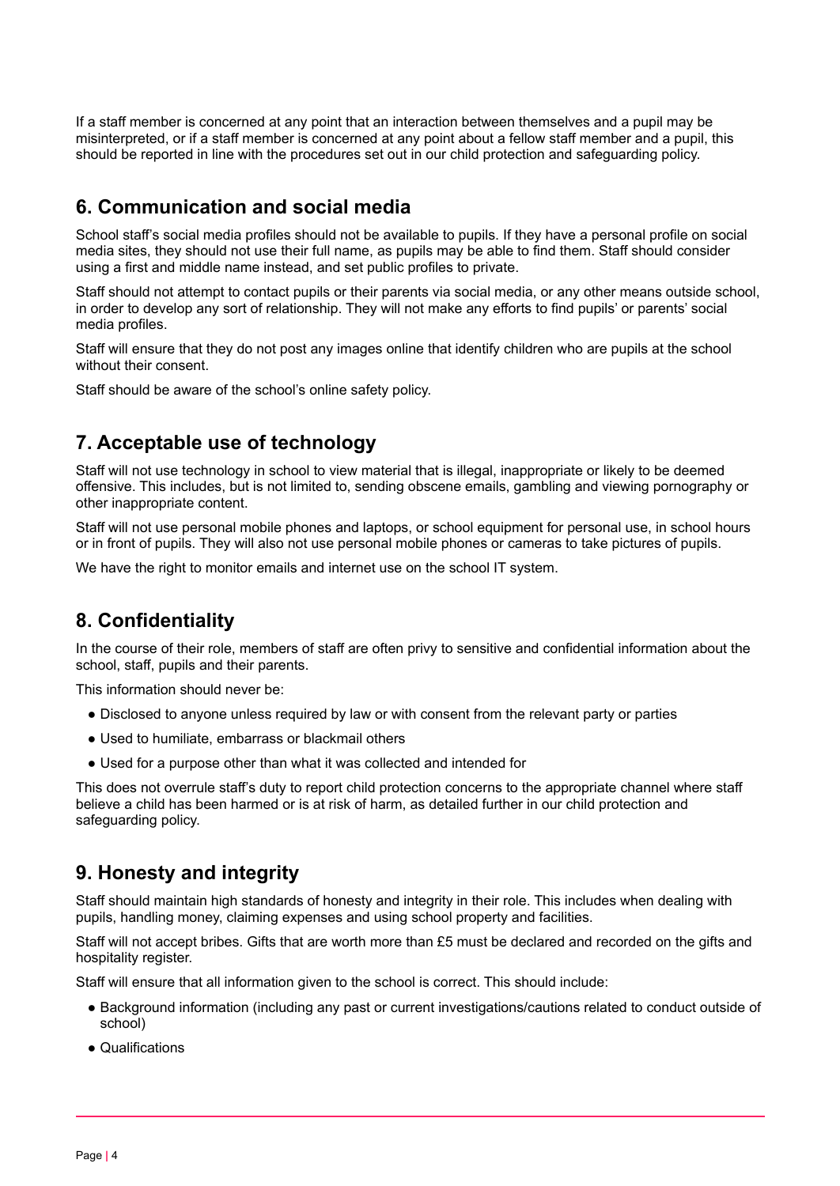If a staff member is concerned at any point that an interaction between themselves and a pupil may be misinterpreted, or if a staff member is concerned at any point about a fellow staff member and a pupil, this should be reported in line with the procedures set out in our child protection and safeguarding policy.

## 6. Communication and social media

School staff's social media profiles should not be available to pupils. If they have a personal profile on social media sites, they should not use their full name, as pupils may be able to find them. Staff should consider using a first and middle name instead, and set public profiles to private.

Staff should not attempt to contact pupils or their parents via social media, or any other means outside school, in order to develop any sort of relationship. They will not make any efforts to find pupils' or parents' social media profiles.

Staff will ensure that they do not post any images online that identify children who are pupils at the school without their consent.

Staff should be aware of the school's online safety policy.

## 7. Acceptable use of technology

Staff will not use technology in school to view material that is illegal, inappropriate or likely to be deemed offensive. This includes, but is not limited to, sending obscene emails, gambling and viewing pornography or other inappropriate content.

Staff will not use personal mobile phones and laptops, or school equipment for personal use, in school hours or in front of pupils. They will also not use personal mobile phones or cameras to take pictures of pupils.

We have the right to monitor emails and internet use on the school IT system.

## 8. Confidentiality

In the course of their role, members of staff are often privy to sensitive and confidential information about the school, staff, pupils and their parents.

This information should never be:

- Disclosed to anyone unless required by law or with consent from the relevant party or parties
- Used to humiliate, embarrass or blackmail others
- Used for a purpose other than what it was collected and intended for

This does not overrule staff's duty to report child protection concerns to the appropriate channel where staff believe a child has been harmed or is at risk of harm, as detailed further in our child protection and safeguarding policy.

## 9. Honesty and integrity

Staff should maintain high standards of honesty and integrity in their role. This includes when dealing with pupils, handling money, claiming expenses and using school property and facilities.

Staff will not accept bribes. Gifts that are worth more than £5 must be declared and recorded on the gifts and hospitality register.

Staff will ensure that all information given to the school is correct. This should include:

- Background information (including any past or current investigations/cautions related to conduct outside of school)
- Qualifications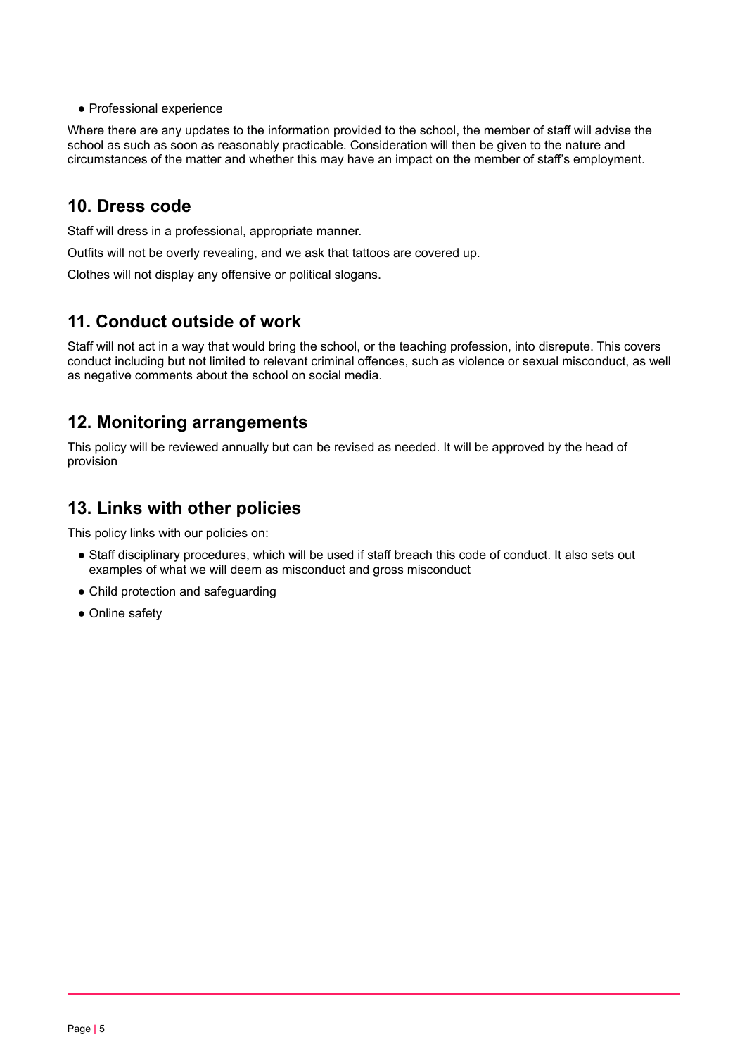- Professional experience

Where there are any updates to the information provided to the school, the member of staff will advise the school as such as soon as reasonably practicable. Consideration will then be given to the nature and circumstances of the matter and whether this may have an impact on the member of staff's employment.

## 10. Dress code

Staff will dress in a professional, appropriate manner.

Outfits will not be overly revealing, and we ask that tattoos are covered up.

Clothes will not display any offensive or political slogans.

## 11. Conduct outside of work

Staff will not act in a way that would bring the school, or the teaching profession, into disrepute. This covers conduct including but not limited to relevant criminal offences, such as violence or sexual misconduct, as well as negative comments about the school on social media.

## 12. Monitoring arrangements

This policy will be reviewed annually but can be revised as needed. It will be approved by the head of provision

## 13. Links with other policies

This policy links with our policies on:

- Staff disciplinary procedures, which will be used if staff breach this code of conduct. It also sets out examples of what we will deem as misconduct and gross misconduct
- Child protection and safeguarding
- Online safety